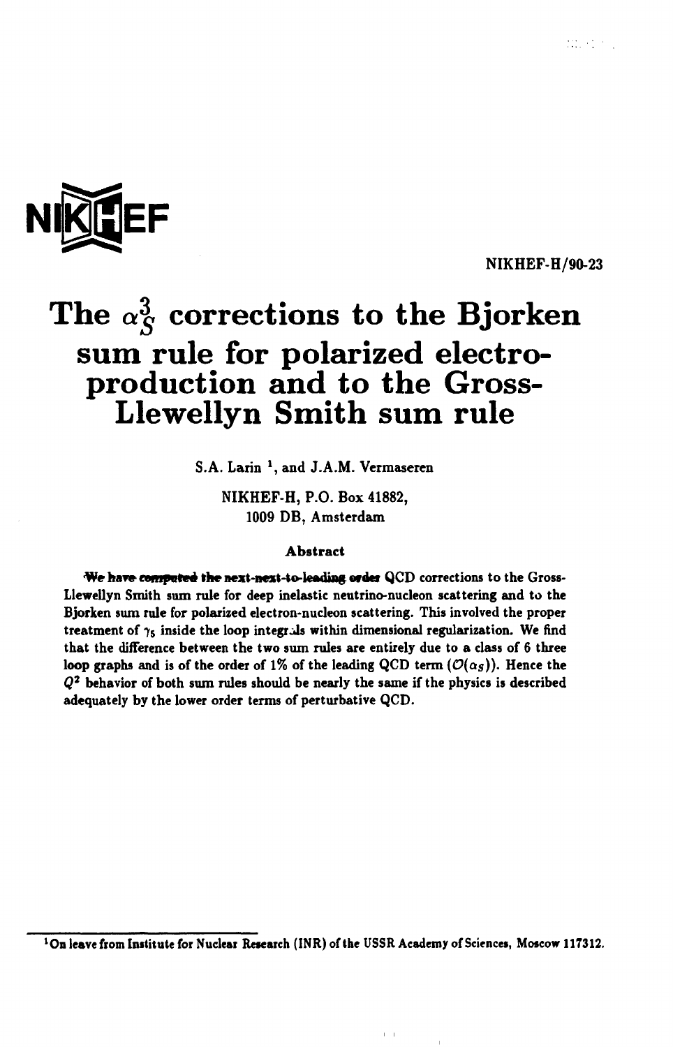NIKHEF

NIKHEF-H/90-23

# The $\alpha_S^3$ corrections to the Bjorken sum rule for polarized electro-production and to the Gross-Llewellyn Smith sum rule

S.A. Larin [1], and J.A.M. Vermaseren

NIKHEF-H, P.O. Box 41882,
1009 DB, Amsterdam

### Abstract

We have computed the next-next-to-leading order QCD corrections to the Gross-Llewellyn Smith sum rule for deep inelastic neutrino-nucleon scattering and to the Bjorken sum rule for polarized electron-nucleon scattering. This involved the proper treatment of $\gamma_5$ inside the loop integrals within dimensional regularization. We find that the difference between the two sum rules are entirely due to a class of 6 three loop graphs and is of the order of 1% of the leading QCD term ($\mathcal{O}(\alpha_S)$). Hence the $Q^2$ behavior of both sum rules should be nearly the same if the physics is described adequately by the lower order terms of perturbative QCD.

[1] On leave from Institute for Nuclear Research (INR) of the USSR Academy of Sciences, Moscow 117312.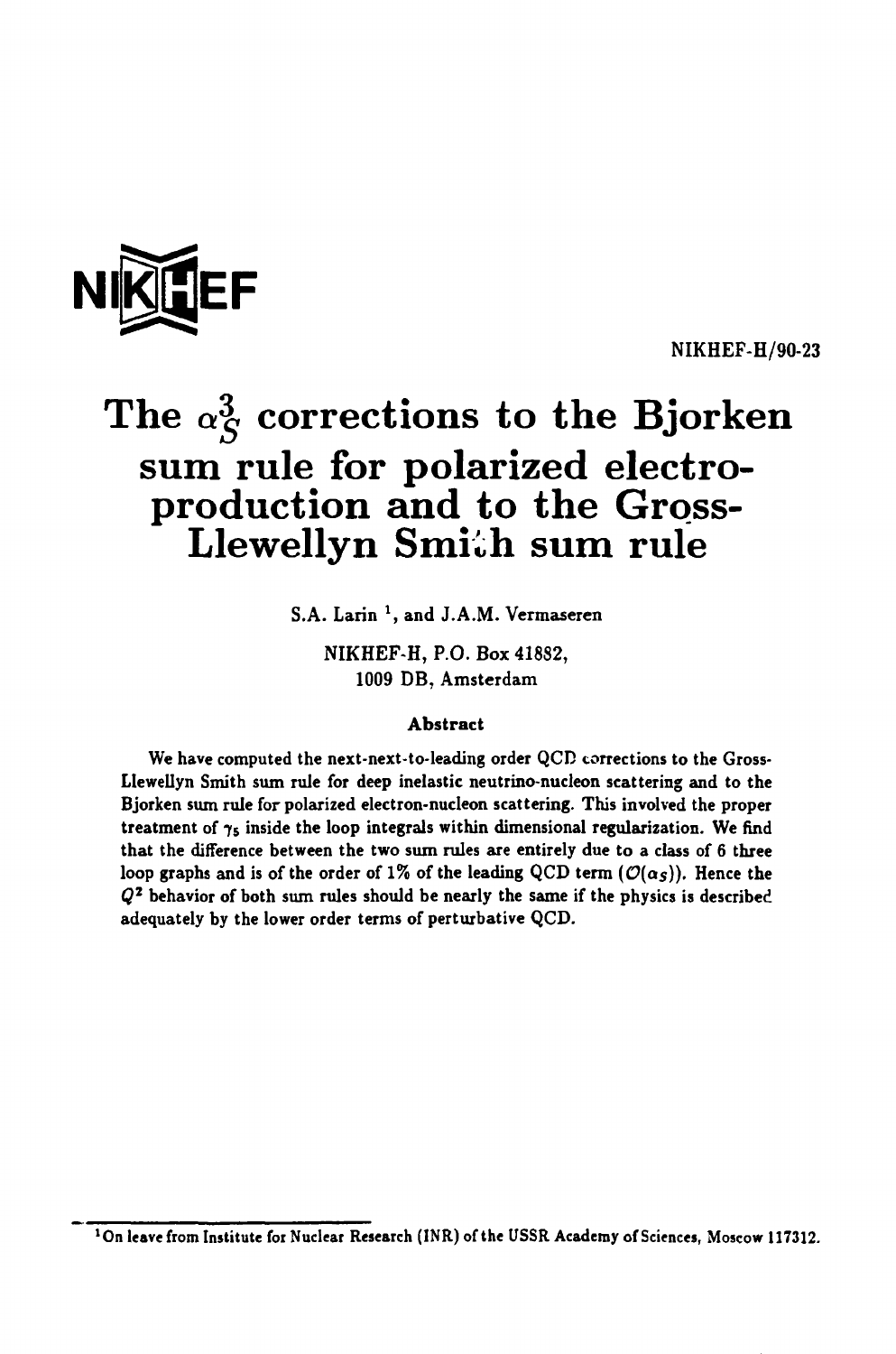NIKHEF-H/90-23

# The $\alpha_S^3$ corrections to the Bjorken sum rule for polarized electro-production and to the Gross-Llewellyn Smith sum rule

S.A. Larin [1], and J.A.M. Vermaseren

NIKHEF-H, P.O. Box 41882,
1009 DB, Amsterdam

### Abstract

We have computed the next-next-to-leading order QCD corrections to the Gross-Llewellyn Smith sum rule for deep inelastic neutrino-nucleon scattering and to the Bjorken sum rule for polarized electron-nucleon scattering. This involved the proper treatment of $\gamma_5$ inside the loop integrals within dimensional regularization. We find that the difference between the two sum rules are entirely due to a class of 6 three loop graphs and is of the order of 1% of the leading QCD term ($\mathcal{O}(\alpha_S)$). Hence the $Q^2$ behavior of both sum rules should be nearly the same if the physics is described adequately by the lower order terms of perturbative QCD.

[1] On leave from Institute for Nuclear Research (INR) of the USSR Academy of Sciences, Moscow 117312.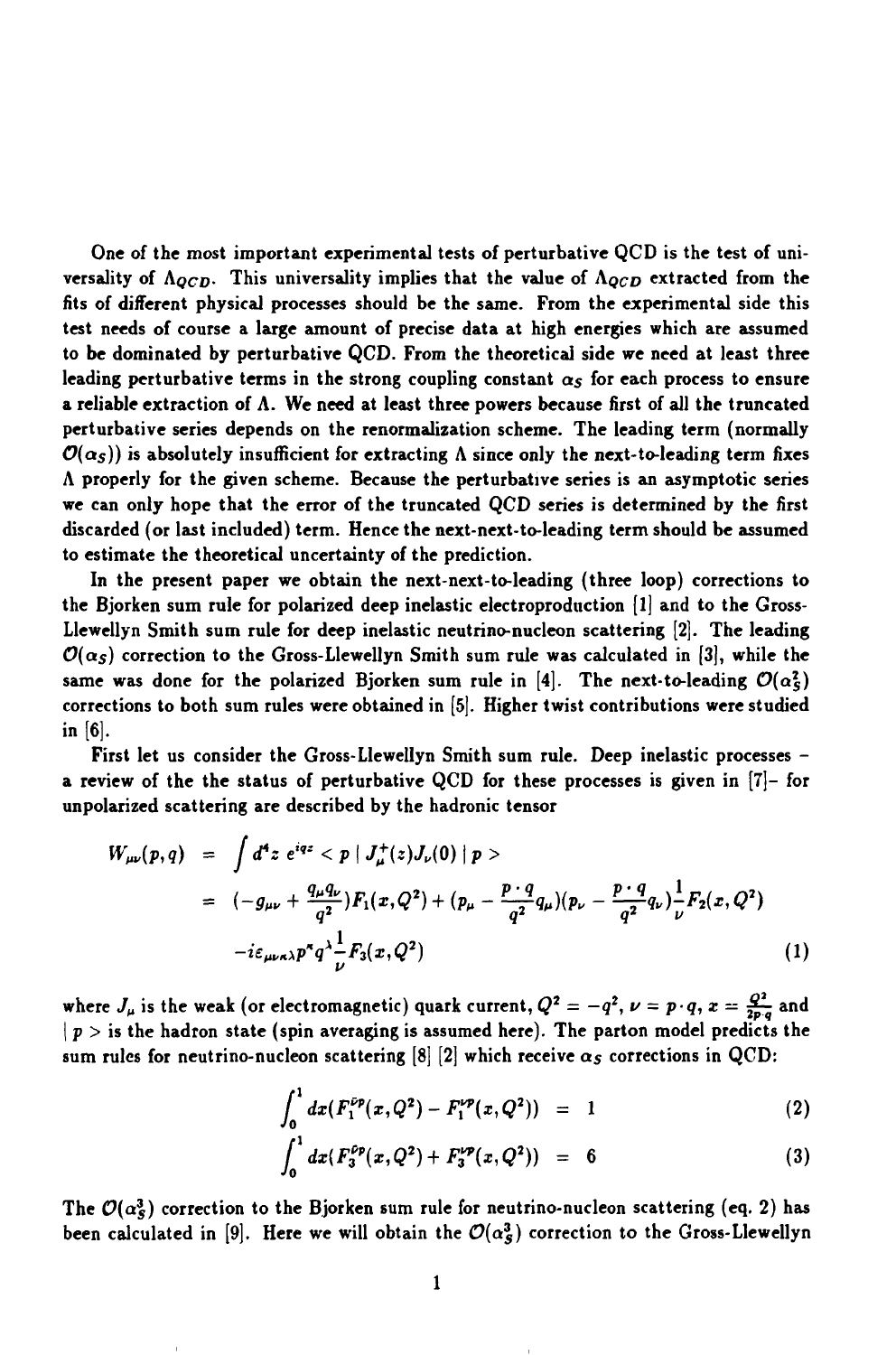One of the most important experimental tests of perturbative QCD is the test of universality of $\Lambda_{QCD}$. This universality implies that the value of $\Lambda_{QCD}$ extracted from the fits of different physical processes should be the same. From the experimental side this test needs of course a large amount of precise data at high energies which are assumed to be dominated by perturbative QCD. From the theoretical side we need at least three leading perturbative terms in the strong coupling constant $\alpha_S$ for each process to ensure a reliable extraction of $\Lambda$. We need at least three powers because first of all the truncated perturbative series depends on the renormalization scheme. The leading term (normally $\mathcal{O}(\alpha_S)$) is absolutely insufficient for extracting $\Lambda$ since only the next-to-leading term fixes $\Lambda$ properly for the given scheme. Because the perturbative series is an asymptotic series we can only hope that the error of the truncated QCD series is determined by the first discarded (or last included) term. Hence the next-next-to-leading term should be assumed to estimate the theoretical uncertainty of the prediction.

In the present paper we obtain the next-next-to-leading (three loop) corrections to the Bjorken sum rule for polarized deep inelastic electroproduction [1] and to the Gross-Llewellyn Smith sum rule for deep inelastic neutrino-nucleon scattering [2]. The leading $\mathcal{O}(\alpha_S)$ correction to the Gross-Llewellyn Smith sum rule was calculated in [3], while the same was done for the polarized Bjorken sum rule in [4]. The next-to-leading $\mathcal{O}(\alpha_S^2)$ corrections to both sum rules were obtained in [5]. Higher twist contributions were studied in [6].

First let us consider the Gross-Llewellyn Smith sum rule. Deep inelastic processes – a review of the the status of perturbative QCD for these processes is given in [7]– for unpolarized scattering are described by the hadronic tensor

$$
\begin{aligned}
W_{\mu\nu}(p,q) &= \int d^4z\, e^{iqz} < p \mid J^+_\mu(z) J_\nu(0) \mid p > \\
&= (-g_{\mu\nu} + \frac{q_\mu q_\nu}{q^2}) F_1(x,Q^2) + (p_\mu - \frac{p\cdot q}{q^2} q_\mu)(p_\nu - \frac{p\cdot q}{q^2} q_\nu)\frac{1}{\nu} F_2(x,Q^2) \\
&\quad - i\varepsilon_{\mu\nu\kappa\lambda} p^\kappa q^\lambda \frac{1}{\nu} F_3(x,Q^2)
\end{aligned} \tag{1}
$$

where $J_\mu$ is the weak (or electromagnetic) quark current, $Q^2 = -q^2$, $\nu = p\cdot q$, $x = \frac{Q^2}{2p\cdot q}$ and $\mid p >$ is the hadron state (spin averaging is assumed here). The parton model predicts the sum rules for neutrino-nucleon scattering [8] [2] which receive $\alpha_S$ corrections in QCD:

$$
\int_0^1 dx (F_1^{\bar{\nu}p}(x,Q^2) - F_1^{\nu p}(x,Q^2)) = 1 \tag{2}
$$

$$
\int_0^1 dx (F_3^{\bar{\nu}p}(x,Q^2) + F_3^{\nu p}(x,Q^2)) = 6 \tag{3}
$$

The $\mathcal{O}(\alpha_S^3)$ correction to the Bjorken sum rule for neutrino-nucleon scattering (eq. 2) has been calculated in [9]. Here we will obtain the $\mathcal{O}(\alpha_S^3)$ correction to the Gross-Llewellyn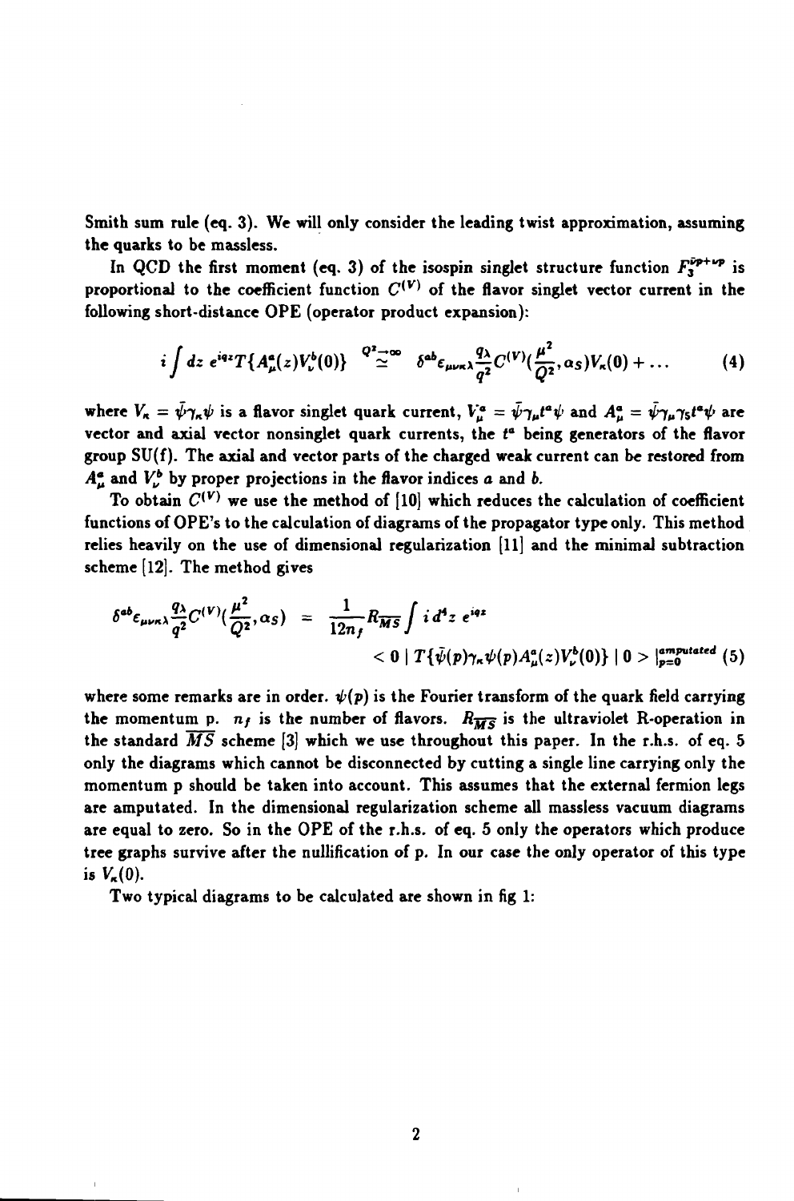Smith sum rule (eq. 3). We will only consider the leading twist approximation, assuming the quarks to be massless.

In QCD the first moment (eq. 3) of the isospin singlet structure function $F_3^{\bar{\nu}p+\nu p}$ is proportional to the coefficient function $C^{(V)}$ of the flavor singlet vector current in the following short-distance OPE (operator product expansion):

$$i\int dz\; e^{iqz} T\{A^a_\mu(z) V^b_\nu(0)\} \overset{Q^2\to\infty}{\simeq} \delta^{ab}\epsilon_{\mu\nu\kappa\lambda}\frac{q_\lambda}{q^2} C^{(V)}(\frac{\mu^2}{Q^2},\alpha_S) V_\kappa(0) + \ldots \tag{4}$$

where $V_\kappa = \bar\psi\gamma_\kappa\psi$ is a flavor singlet quark current, $V^a_\mu = \bar\psi\gamma_\mu t^a\psi$ and $A^a_\mu = \bar\psi\gamma_\mu\gamma_5 t^a\psi$ are vector and axial vector nonsinglet quark currents, the $t^a$ being generators of the flavor group SU(f). The axial and vector parts of the charged weak current can be restored from $A^a_\mu$ and $V^b_\nu$ by proper projections in the flavor indices $a$ and $b$.

To obtain $C^{(V)}$ we use the method of [10] which reduces the calculation of coefficient functions of OPE's to the calculation of diagrams of the propagator type only. This method relies heavily on the use of dimensional regularization [11] and the minimal subtraction scheme [12]. The method gives

$$\delta^{ab}\epsilon_{\mu\nu\kappa\lambda}\frac{q_\lambda}{q^2} C^{(V)}(\frac{\mu^2}{Q^2},\alpha_S) = \frac{1}{12n_f} R_{\overline{MS}} \int i\, d^4z\; e^{iqz} < 0 \mid T\{\bar\psi(p)\gamma_\kappa\psi(p) A^a_\mu(z) V^b_\nu(0)\} \mid 0 > |^{amputated}_{p=0} \tag{5}$$

where some remarks are in order. $\psi(p)$ is the Fourier transform of the quark field carrying the momentum p. $n_f$ is the number of flavors. $R_{\overline{MS}}$ is the ultraviolet R-operation in the standard $\overline{MS}$ scheme [3] which we use throughout this paper. In the r.h.s. of eq. 5 only the diagrams which cannot be disconnected by cutting a single line carrying only the momentum p should be taken into account. This assumes that the external fermion legs are amputated. In the dimensional regularization scheme all massless vacuum diagrams are equal to zero. So in the OPE of the r.h.s. of eq. 5 only the operators which produce tree graphs survive after the nullification of p. In our case the only operator of this type is $V_\kappa(0)$.

Two typical diagrams to be calculated are shown in fig 1: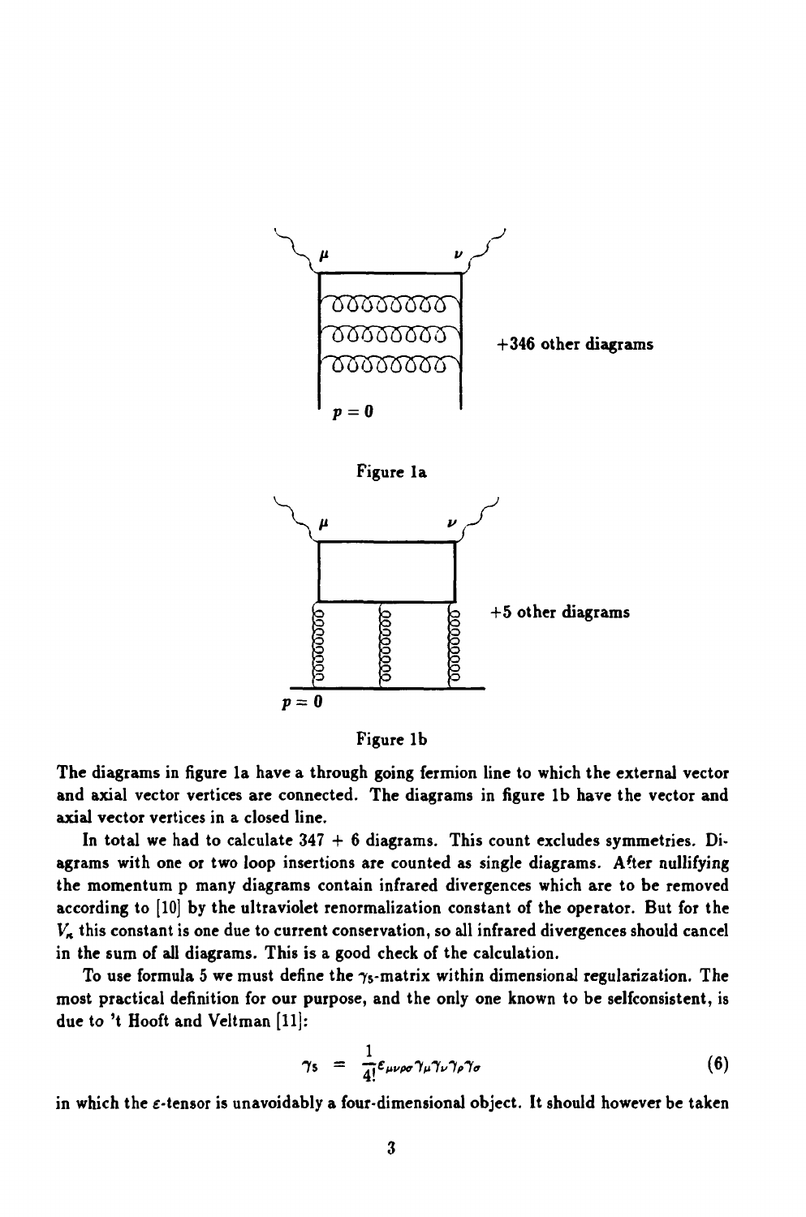+346 other diagrams

Figure 1a

+5 other diagrams

Figure 1b

The diagrams in figure 1a have a through going fermion line to which the external vector and axial vector vertices are connected. The diagrams in figure 1b have the vector and axial vector vertices in a closed line.

In total we had to calculate 347 + 6 diagrams. This count excludes symmetries. Diagrams with one or two loop insertions are counted as single diagrams. After nullifying the momentum p many diagrams contain infrared divergences which are to be removed according to [10] by the ultraviolet renormalization constant of the operator. But for the $V_\kappa$ this constant is one due to current conservation, so all infrared divergences should cancel in the sum of all diagrams. This is a good check of the calculation.

To use formula 5 we must define the $\gamma_5$-matrix within dimensional regularization. The most practical definition for our purpose, and the only one known to be selfconsistent, is due to 't Hooft and Veltman [11]:

$$\gamma_5 \;=\; \frac{1}{4!}\epsilon_{\mu\nu\rho\sigma}\gamma_\mu\gamma_\nu\gamma_\rho\gamma_\sigma \tag{6}$$

in which the $\epsilon$-tensor is unavoidably a four-dimensional object. It should however be taken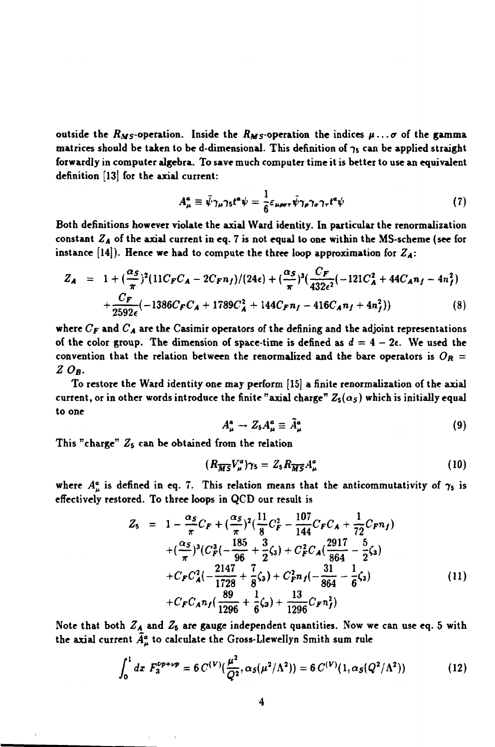outside the $R_{MS}$-operation. Inside the $R_{MS}$-operation the indices $\mu \ldots \sigma$ of the gamma matrices should be taken to be d-dimensional. This definition of $\gamma_5$ can be applied straight forwardly in computer algebra. To save much computer time it is better to use an equivalent definition [13] for the axial current:

$$A_\mu^a \equiv \bar{\psi}\gamma_\mu\gamma_5 t^a \psi = \frac{1}{6}\varepsilon_{\mu\rho\sigma\tau}\bar{\psi}\gamma_\rho\gamma_\sigma\gamma_\tau t^a \psi \tag{7}$$

Both definitions however violate the axial Ward identity. In particular the renormalization constant $Z_A$ of the axial current in eq. 7 is not equal to one within the MS-scheme (see for instance [14]). Hence we had to compute the three loop approximation for $Z_A$:

$$\begin{aligned} Z_A &= 1 + (\frac{\alpha_S}{\pi})^2(11C_F C_A - 2C_F n_f)/(24\epsilon) + (\frac{\alpha_S}{\pi})^3(\frac{C_F}{432\epsilon^2}(-121C_A^2 + 44C_A n_f - 4n_f^2) \\ &+ \frac{C_F}{2592\epsilon}(-1386C_F C_A + 1789C_A^2 + 144C_F n_f - 416C_A n_f + 4n_f^2)) \end{aligned} \tag{8}$$

where $C_F$ and $C_A$ are the Casimir operators of the defining and the adjoint representations of the color group. The dimension of space-time is defined as $d = 4 - 2\epsilon$. We used the convention that the relation between the renormalized and the bare operators is $O_R = Z\, O_B$.

To restore the Ward identity one may perform [15] a finite renormalization of the axial current, or in other words introduce the finite "axial charge" $Z_5(\alpha_S)$ which is initially equal to one

$$A_\mu^a \rightarrow Z_5 A_\mu^a \equiv \tilde{A}_\mu^a \tag{9}$$

This "charge" $Z_5$ can be obtained from the relation

$$(R_{\overline{MS}}V_\mu^a)\gamma_5 = Z_5 R_{\overline{MS}} A_\mu^a \tag{10}$$

where $A_\mu^a$ is defined in eq. 7. This relation means that the anticommutativity of $\gamma_5$ is effectively restored. To three loops in QCD our result is

$$\begin{aligned} Z_5 &= 1 - \frac{\alpha_S}{\pi}C_F + (\frac{\alpha_S}{\pi})^2(\frac{11}{8}C_F^2 - \frac{107}{144}C_F C_A + \frac{1}{72}C_F n_f) \\ &+ (\frac{\alpha_S}{\pi})^3(C_F^3(-\frac{185}{96} + \frac{3}{2}\zeta_3) + C_F^2 C_A(\frac{2917}{864} - \frac{5}{2}\zeta_3) \\ &+ C_F C_A^2(-\frac{2147}{1728} + \frac{7}{8}\zeta_3) + C_F^2 n_f(-\frac{31}{864} - \frac{1}{6}\zeta_3) \\ &+ C_F C_A n_f(\frac{89}{1296} + \frac{1}{6}\zeta_3) + \frac{13}{1296}C_F n_f^2) \end{aligned} \tag{11}$$

Note that both $Z_A$ and $Z_5$ are gauge independent quantities. Now we can use eq. 5 with the axial current $\tilde{A}_\mu^a$ to calculate the Gross-Llewellyn Smith sum rule

$$\int_0^1 dx\ F_3^{\bar{\nu}p+\nu p} = 6\, C^{(V)}(\frac{\mu^2}{Q^2}, \alpha_S(\mu^2/\Lambda^2)) = 6\, C^{(V)}(1, \alpha_S(Q^2/\Lambda^2)) \tag{12}$$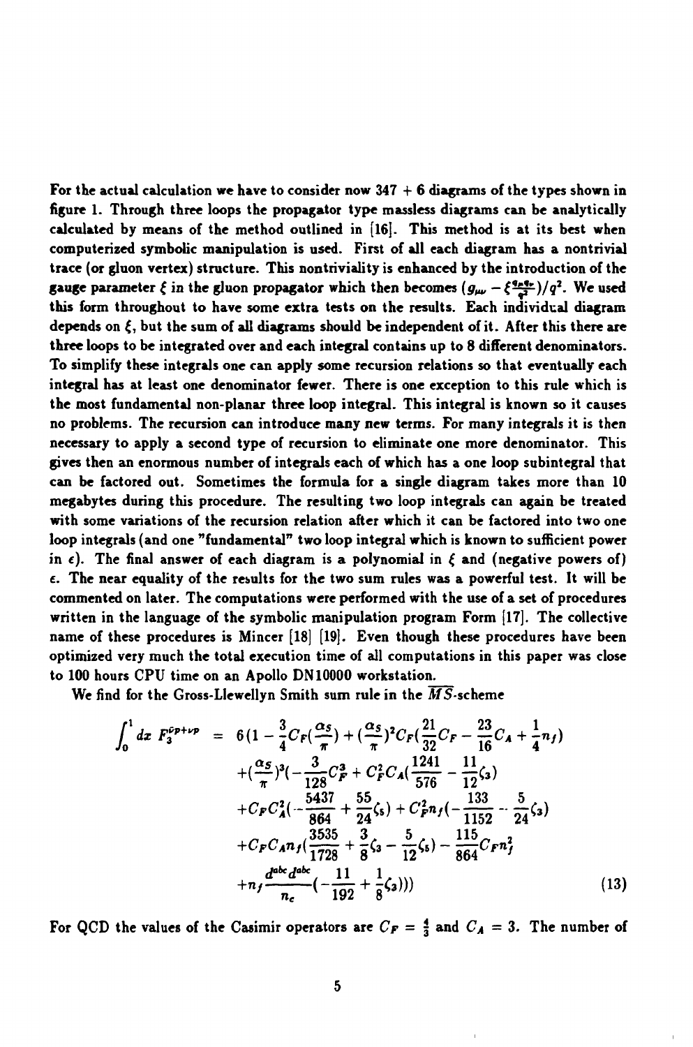For the actual calculation we have to consider now 347 + 6 diagrams of the types shown in figure 1. Through three loops the propagator type massless diagrams can be analytically calculated by means of the method outlined in [16]. This method is at its best when computerized symbolic manipulation is used. First of all each diagram has a nontrivial trace (or gluon vertex) structure. This nontriviality is enhanced by the introduction of the gauge parameter $\xi$ in the gluon propagator which then becomes $(g_{\mu\nu} - \xi\frac{q_\mu q_\nu}{q^2})/q^2$. We used this form throughout to have some extra tests on the results. Each individual diagram depends on $\xi$, but the sum of all diagrams should be independent of it. After this there are three loops to be integrated over and each integral contains up to 8 different denominators. To simplify these integrals one can apply some recursion relations so that eventually each integral has at least one denominator fewer. There is one exception to this rule which is the most fundamental non-planar three loop integral. This integral is known so it causes no problems. The recursion can introduce many new terms. For many integrals it is then necessary to apply a second type of recursion to eliminate one more denominator. This gives then an enormous number of integrals each of which has a one loop subintegral that can be factored out. Sometimes the formula for a single diagram takes more than 10 megabytes during this procedure. The resulting two loop integrals can again be treated with some variations of the recursion relation after which it can be factored into two one loop integrals (and one "fundamental" two loop integral which is known to sufficient power in $\epsilon$). The final answer of each diagram is a polynomial in $\xi$ and (negative powers of) $\epsilon$. The near equality of the results for the two sum rules was a powerful test. It will be commented on later. The computations were performed with the use of a set of procedures written in the language of the symbolic manipulation program Form [17]. The collective name of these procedures is Mincer [18] [19]. Even though these procedures have been optimized very much the total execution time of all computations in this paper was close to 100 hours CPU time on an Apollo DN10000 workstation.

We find for the Gross-Llewellyn Smith sum rule in the $\overline{MS}$-scheme

$$
\begin{aligned}
\int_0^1 dx\; F_3^{\bar{\nu}p+\nu p} &= 6\Big(1 - \frac{3}{4}C_F\Big(\frac{\alpha_S}{\pi}\Big) + \Big(\frac{\alpha_S}{\pi}\Big)^2 C_F\Big(\frac{21}{32}C_F - \frac{23}{16}C_A + \frac{1}{4}n_f\Big) \\
&\quad + \Big(\frac{\alpha_S}{\pi}\Big)^3\Big(-\frac{3}{128}C_F^3 + C_F^2 C_A\Big(\frac{1241}{576} - \frac{11}{12}\zeta_3\Big) \\
&\quad + C_F C_A^2\Big(-\frac{5437}{864} + \frac{55}{24}\zeta_5\Big) + C_F^2 n_f\Big(-\frac{133}{1152} - \frac{5}{24}\zeta_3\Big) \\
&\quad + C_F C_A n_f\Big(\frac{3535}{1728} + \frac{3}{8}\zeta_3 - \frac{5}{12}\zeta_5\Big) - \frac{115}{864}C_F n_f^2 \\
&\quad + n_f\frac{d^{abc}d^{abc}}{n_c}\Big(-\frac{11}{192} + \frac{1}{8}\zeta_3\Big)\Big)\Big)
\end{aligned}
\tag{13}
$$

For QCD the values of the Casimir operators are $C_F = \frac{4}{3}$ and $C_A = 3$. The number of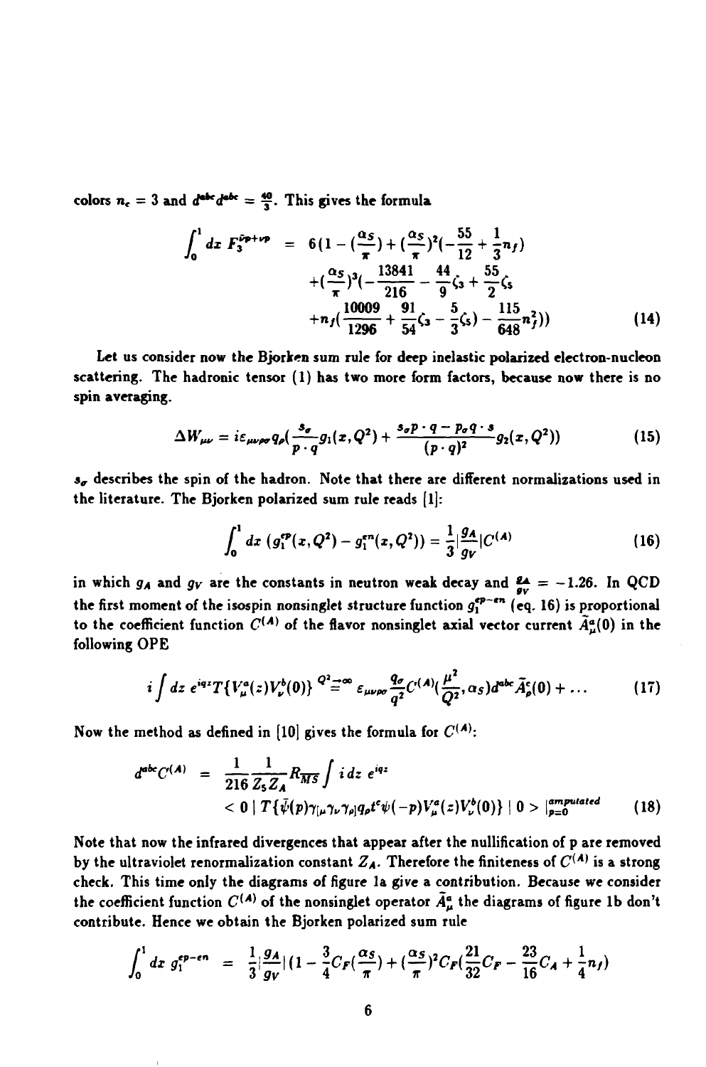colors $n_c = 3$ and $d^{abc}d^{abc} = \frac{40}{3}$. This gives the formula

$$
\begin{aligned}
\int_0^1 dx\, F_3^{\bar{\nu}p+\nu p} &= 6\Big(1 - (\frac{\alpha_S}{\pi}) + (\frac{\alpha_S}{\pi})^2(-\frac{55}{12} + \frac{1}{3}n_f) \\
&+ (\frac{\alpha_S}{\pi})^3(-\frac{13841}{216} - \frac{44}{9}\zeta_3 + \frac{55}{2}\zeta_5 \\
&+ n_f(\frac{10009}{1296} + \frac{91}{54}\zeta_3 - \frac{5}{3}\zeta_5) - \frac{115}{648}n_f^2)\Big)
\end{aligned}
\tag{14}
$$

Let us consider now the Bjorken sum rule for deep inelastic polarized electron-nucleon scattering. The hadronic tensor (1) has two more form factors, because now there is no spin averaging.

$$
\Delta W_{\mu\nu} = i\varepsilon_{\mu\nu\rho\sigma} q_\rho \Big(\frac{s_\sigma}{p\cdot q} g_1(x, Q^2) + \frac{s_\sigma p\cdot q - p_\sigma q\cdot s}{(p\cdot q)^2} g_2(x, Q^2)\Big) \tag{15}
$$

$s_\sigma$ describes the spin of the hadron. Note that there are different normalizations used in the literature. The Bjorken polarized sum rule reads [1]:

$$
\int_0^1 dx\, (g_1^{ep}(x, Q^2) - g_1^{en}(x, Q^2)) = \frac{1}{3}|\frac{g_A}{g_V}| C^{(A)} \tag{16}
$$

in which $g_A$ and $g_V$ are the constants in neutron weak decay and $\frac{g_A}{g_V} = -1.26$. In QCD the first moment of the isospin nonsinglet structure function $g_1^{ep-en}$ (eq. 16) is proportional to the coefficient function $C^{(A)}$ of the flavor nonsinglet axial vector current $\tilde{A}_\mu^a(0)$ in the following OPE

$$
i\int dz\, e^{iqz} T\{V_\mu^a(z) V_\nu^b(0)\} \overset{Q^2 \to \infty}{=} \varepsilon_{\mu\nu\rho\sigma} \frac{q_\sigma}{q^2} C^{(A)}(\frac{\mu^2}{Q^2}, \alpha_S) d^{abc} \tilde{A}_\rho^c(0) + \ldots \tag{17}
$$

Now the method as defined in [10] gives the formula for $C^{(A)}$:

$$
\begin{aligned}
d^{abc} C^{(A)} &= \frac{1}{216}\frac{1}{Z_5 Z_A} R_{\overline{MS}} \int i\, dz\, e^{iqz} \\
&< 0 \mid T\{\bar{\psi}(p)\gamma_{[\mu}\gamma_\nu\gamma_{\rho]} q_\rho t^c \psi(-p) V_\mu^a(z) V_\nu^b(0)\} \mid 0 > |_{p=0}^{amputated}
\end{aligned}
\tag{18}
$$

Note that now the infrared divergences that appear after the nullification of p are removed by the ultraviolet renormalization constant $Z_A$. Therefore the finiteness of $C^{(A)}$ is a strong check. This time only the diagrams of figure 1a give a contribution. Because we consider the coefficient function $C^{(A)}$ of the nonsinglet operator $\tilde{A}_\mu^a$ the diagrams of figure 1b don't contribute. Hence we obtain the Bjorken polarized sum rule

$$
\int_0^1 dx\, g_1^{ep-en} = \frac{1}{3}|\frac{g_A}{g_V}|\Big(1 - \frac{3}{4}C_F(\frac{\alpha_S}{\pi}) + (\frac{\alpha_S}{\pi})^2 C_F(\frac{21}{32}C_F - \frac{23}{16}C_A + \frac{1}{4}n_f)
$$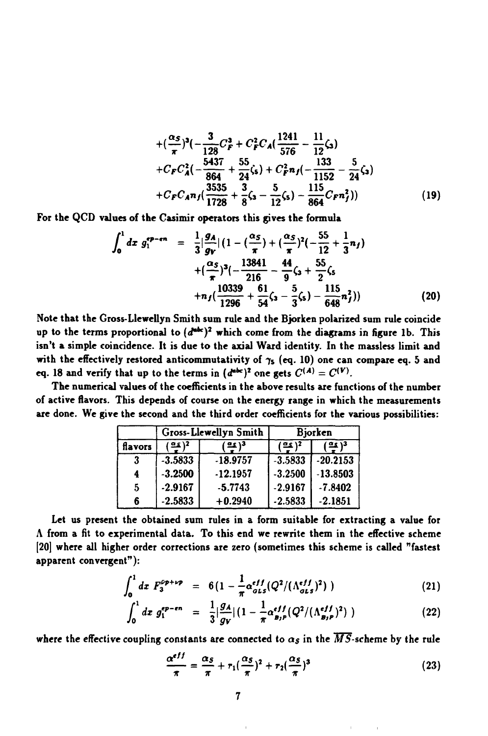$$
\begin{aligned}
&+(\frac{\alpha_S}{\pi})^3(-\frac{3}{128}C_F^3 + C_F^2 C_A(\frac{1241}{576} - \frac{11}{12}\zeta_3) \\
&+C_F C_A^2(-\frac{5437}{864} + \frac{55}{24}\zeta_5) + C_F^2 n_f(-\frac{133}{1152} - \frac{5}{24}\zeta_3) \\
&+C_F C_A n_f(\frac{3535}{1728} + \frac{3}{8}\zeta_3 - \frac{5}{12}\zeta_5) - \frac{115}{864}C_F n_f^2))
\end{aligned}
\tag{19}
$$

For the QCD values of the Casimir operators this gives the formula

$$
\begin{aligned}
\int_0^1 dx\, g_1^{ep-en} &= \frac{1}{3}|\frac{g_A}{g_V}|(1 - (\frac{\alpha_S}{\pi}) + (\frac{\alpha_S}{\pi})^2(-\frac{55}{12} + \frac{1}{3}n_f) \\
&+(\frac{\alpha_S}{\pi})^3(-\frac{13841}{216} - \frac{44}{9}\zeta_3 + \frac{55}{2}\zeta_5 \\
&+n_f(\frac{10339}{1296} + \frac{61}{54}\zeta_3 - \frac{5}{3}\zeta_5) - \frac{115}{648}n_f^2))
\end{aligned}
\tag{20}
$$

Note that the Gross-Llewellyn Smith sum rule and the Bjorken polarized sum rule coincide up to the terms proportional to $(d^{abc})^2$ which come from the diagrams in figure 1b. This isn't a simple coincidence. It is due to the axial Ward identity. In the massless limit and with the effectively restored anticommutativity of $\gamma_5$ (eq. 10) one can compare eq. 5 and eq. 18 and verify that up to the terms in $(d^{abc})^2$ one gets $C^{(A)} = C^{(V)}$.

The numerical values of the coefficients in the above results are functions of the number of active flavors. This depends of course on the energy range in which the measurements are done. We give the second and the third order coefficients for the various possibilities:

| | Gross-Llewellyn Smith | | Bjorken | |
|---|---|---|---|---|
| flavors | $(\frac{\alpha_S}{\pi})^2$ | $(\frac{\alpha_S}{\pi})^3$ | $(\frac{\alpha_S}{\pi})^2$ | $(\frac{\alpha_S}{\pi})^3$ |
| 3 | -3.5833 | -18.9757 | -3.5833 | -20.2153 |
| 4 | -3.2500 | -12.1957 | -3.2500 | -13.8503 |
| 5 | -2.9167 | -5.7743 | -2.9167 | -7.8402 |
| 6 | -2.5833 | +0.2940 | -2.5833 | -2.1851 |

Let us present the obtained sum rules in a form suitable for extracting a value for $\Lambda$ from a fit to experimental data. To this end we rewrite them in the effective scheme [20] where all higher order corrections are zero (sometimes this scheme is called "fastest apparent convergent"):

$$
\int_0^1 dx\, F_3^{\bar{\nu}p+\nu p} = 6(1 - \frac{1}{\pi}\alpha_{GLS}^{eff}(Q^2/(\Lambda_{GLS}^{eff})^2)\,)
\tag{21}
$$

$$
\int_0^1 dx\, g_1^{ep-en} = \frac{1}{3}|\frac{g_A}{g_V}|(1 - \frac{1}{\pi}\alpha_{B_jP}^{eff}(Q^2/(\Lambda_{B_jP}^{eff})^2)\,)
\tag{22}
$$

where the effective coupling constants are connected to $\alpha_S$ in the $\overline{MS}$-scheme by the rule

$$
\frac{\alpha^{eff}}{\pi} = \frac{\alpha_S}{\pi} + r_1(\frac{\alpha_S}{\pi})^2 + r_2(\frac{\alpha_S}{\pi})^3
\tag{23}
$$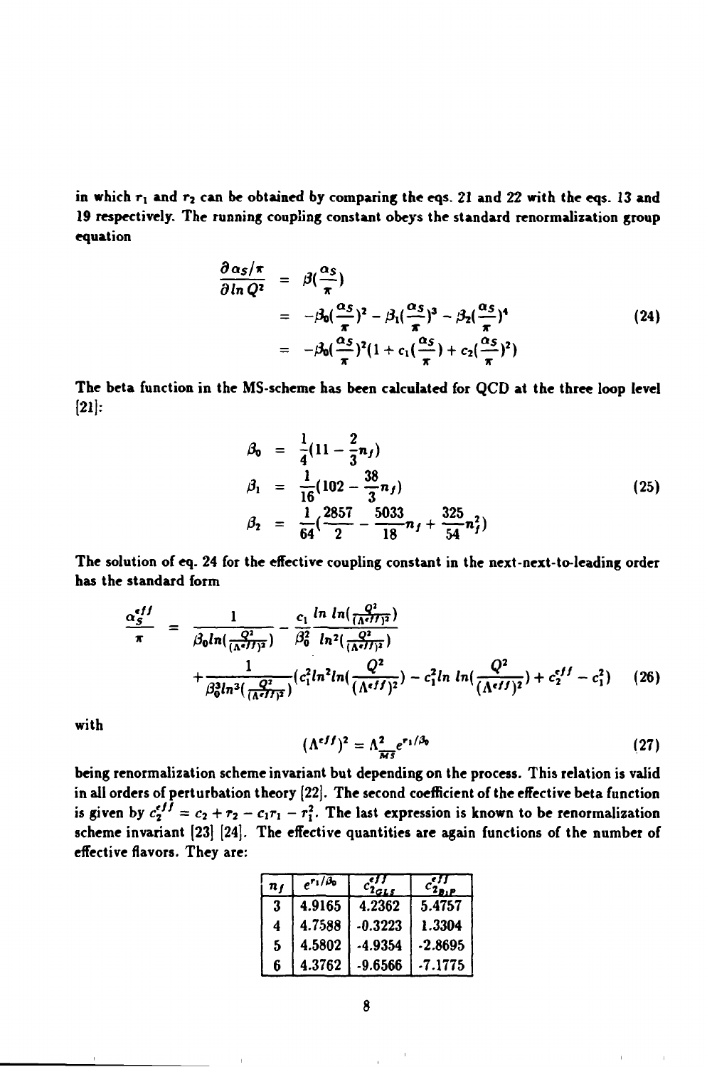in which $r_1$ and $r_2$ can be obtained by comparing the eqs. 21 and 22 with the eqs. 13 and 19 respectively. The running coupling constant obeys the standard renormalization group equation

$$
\begin{aligned}
\frac{\partial \alpha_S/\pi}{\partial \ln Q^2} &= \beta(\frac{\alpha_S}{\pi}) \\
&= -\beta_0(\frac{\alpha_S}{\pi})^2 - \beta_1(\frac{\alpha_S}{\pi})^3 - \beta_2(\frac{\alpha_S}{\pi})^4 \\
&= -\beta_0(\frac{\alpha_S}{\pi})^2(1 + c_1(\frac{\alpha_S}{\pi}) + c_2(\frac{\alpha_S}{\pi})^2)
\end{aligned}
\tag{24}
$$

The beta function in the MS-scheme has been calculated for QCD at the three loop level [21]:

$$
\begin{aligned}
\beta_0 &= \frac{1}{4}(11 - \frac{2}{3}n_f) \\
\beta_1 &= \frac{1}{16}(102 - \frac{38}{3}n_f) \\
\beta_2 &= \frac{1}{64}(\frac{2857}{2} - \frac{5033}{18}n_f + \frac{325}{54}n_f^2)
\end{aligned}
\tag{25}
$$

The solution of eq. 24 for the effective coupling constant in the next-next-to-leading order has the standard form

$$
\begin{aligned}
\frac{\alpha_S^{eff}}{\pi} &= \frac{1}{\beta_0 \ln(\frac{Q^2}{(\Lambda^{eff})^2})} - \frac{c_1}{\beta_0^2}\frac{\ln \ln(\frac{Q^2}{(\Lambda^{eff})^2})}{\ln^2(\frac{Q^2}{(\Lambda^{eff})^2})} \\
&+ \frac{1}{\beta_0^3 \ln^3(\frac{Q^2}{(\Lambda^{eff})^2})}(c_1^2 \ln^2 \ln(\frac{Q^2}{(\Lambda^{eff})^2}) - c_1^2 \ln \ln(\frac{Q^2}{(\Lambda^{eff})^2}) + c_2^{eff} - c_1^2)
\end{aligned}
\tag{26}
$$

with

$$
(\Lambda^{eff})^2 = \Lambda_{\overline{MS}}^2 e^{r_1/\beta_0}
\tag{27}
$$

being renormalization scheme invariant but depending on the process. This relation is valid in all orders of perturbation theory [22]. The second coefficient of the effective beta function is given by $c_2^{eff} = c_2 + r_2 - c_1 r_1 - r_1^2$. The last expression is known to be renormalization scheme invariant [23] [24]. The effective quantities are again functions of the number of effective flavors. They are:

| $n_f$ | $e^{r_1/\beta_0}$ | $c_{2_{GLS}}^{eff}$ | $c_{2_{BjP}}^{eff}$ |
|---|---|---|---|
| 3 | 4.9165 | 4.2362 | 5.4757 |
| 4 | 4.7588 | -0.3223 | 1.3304 |
| 5 | 4.5802 | -4.9354 | -2.8695 |
| 6 | 4.3762 | -9.6566 | -7.1775 |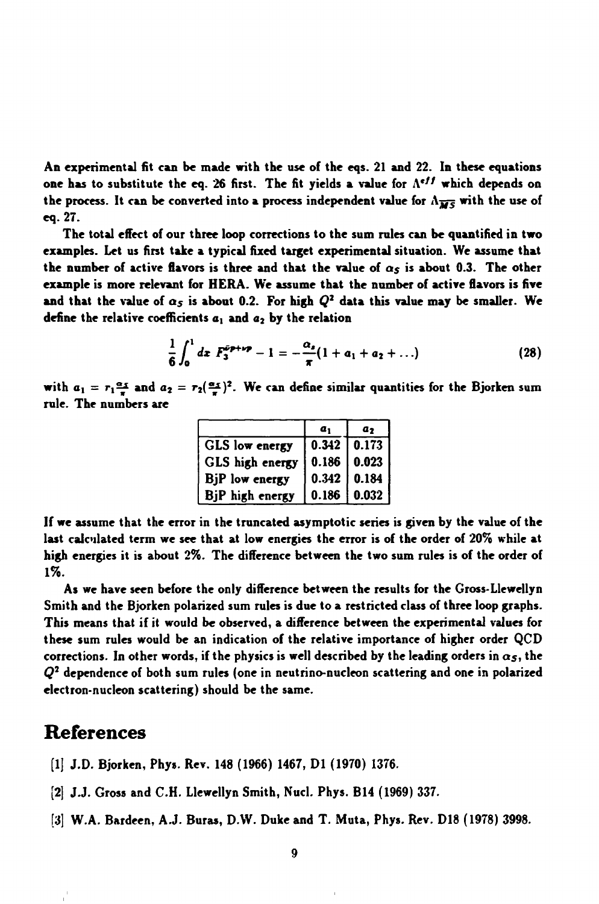An experimental fit can be made with the use of the eqs. 21 and 22. In these equations one has to substitute the eq. 26 first. The fit yields a value for $\Lambda^{eff}$ which depends on the process. It can be converted into a process independent value for $\Lambda_{\overline{MS}}$ with the use of eq. 27.

The total effect of our three loop corrections to the sum rules can be quantified in two examples. Let us first take a typical fixed target experimental situation. We assume that the number of active flavors is three and that the value of $\alpha_S$ is about 0.3. The other example is more relevant for HERA. We assume that the number of active flavors is five and that the value of $\alpha_S$ is about 0.2. For high $Q^2$ data this value may be smaller. We define the relative coefficients $a_1$ and $a_2$ by the relation

$$\frac{1}{6}\int_0^1 dx\, F_3^{\bar{\nu}p+\nu p} - 1 = -\frac{\alpha_s}{\pi}(1 + a_1 + a_2 + \ldots) \tag{28}$$

with $a_1 = r_1\frac{\alpha_S}{\pi}$ and $a_2 = r_2(\frac{\alpha_S}{\pi})^2$. We can define similar quantities for the Bjorken sum rule. The numbers are

| | $a_1$ | $a_2$ |
|---|---|---|
| GLS low energy | 0.342 | 0.173 |
| GLS high energy | 0.186 | 0.023 |
| BjP low energy | 0.342 | 0.184 |
| BjP high energy | 0.186 | 0.032 |

If we assume that the error in the truncated asymptotic series is given by the value of the last calculated term we see that at low energies the error is of the order of 20% while at high energies it is about 2%. The difference between the two sum rules is of the order of 1%.

As we have seen before the only difference between the results for the Gross-Llewellyn Smith and the Bjorken polarized sum rules is due to a restricted class of three loop graphs. This means that if it would be observed, a difference between the experimental values for these sum rules would be an indication of the relative importance of higher order QCD corrections. In other words, if the physics is well described by the leading orders in $\alpha_S$, the $Q^2$ dependence of both sum rules (one in neutrino-nucleon scattering and one in polarized electron-nucleon scattering) should be the same.

# References

[1] J.D. Bjorken, Phys. Rev. 148 (1966) 1467, D1 (1970) 1376.

[2] J.J. Gross and C.H. Llewellyn Smith, Nucl. Phys. B14 (1969) 337.

[3] W.A. Bardeen, A.J. Buras, D.W. Duke and T. Muta, Phys. Rev. D18 (1978) 3998.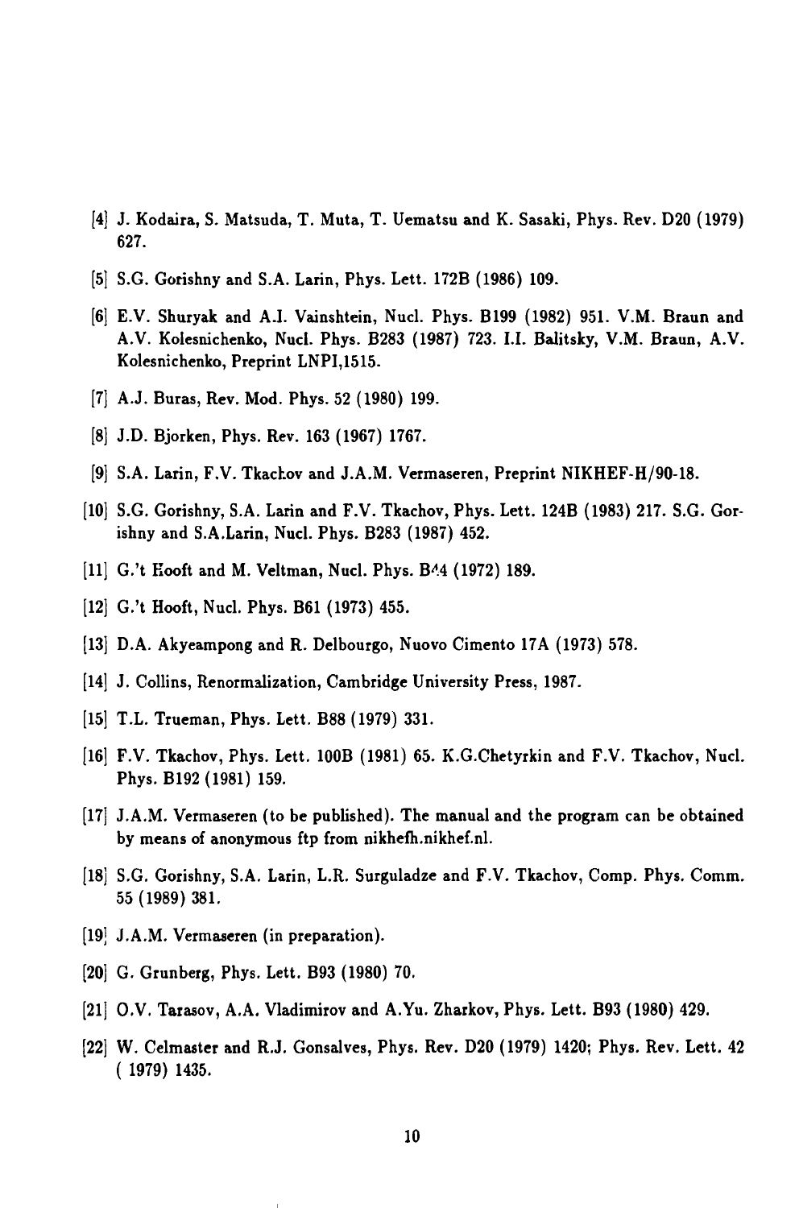[4] J. Kodaira, S. Matsuda, T. Muta, T. Uematsu and K. Sasaki, Phys. Rev. D20 (1979) 627.

[5] S.G. Gorishny and S.A. Larin, Phys. Lett. 172B (1986) 109.

[6] E.V. Shuryak and A.I. Vainshtein, Nucl. Phys. B199 (1982) 951. V.M. Braun and A.V. Kolesnichenko, Nucl. Phys. B283 (1987) 723. I.I. Balitsky, V.M. Braun, A.V. Kolesnichenko, Preprint LNPI,1515.

[7] A.J. Buras, Rev. Mod. Phys. 52 (1980) 199.

[8] J.D. Bjorken, Phys. Rev. 163 (1967) 1767.

[9] S.A. Larin, F.V. Tkachov and J.A.M. Vermaseren, Preprint NIKHEF-H/90-18.

[10] S.G. Gorishny, S.A. Larin and F.V. Tkachov, Phys. Lett. 124B (1983) 217. S.G. Gorishny and S.A.Larin, Nucl. Phys. B283 (1987) 452.

[11] G.'t Hooft and M. Veltman, Nucl. Phys. B44 (1972) 189.

[12] G.'t Hooft, Nucl. Phys. B61 (1973) 455.

[13] D.A. Akyeampong and R. Delbourgo, Nuovo Cimento 17A (1973) 578.

[14] J. Collins, Renormalization, Cambridge University Press, 1987.

[15] T.L. Trueman, Phys. Lett. B88 (1979) 331.

[16] F.V. Tkachov, Phys. Lett. 100B (1981) 65. K.G.Chetyrkin and F.V. Tkachov, Nucl. Phys. B192 (1981) 159.

[17] J.A.M. Vermaseren (to be published). The manual and the program can be obtained by means of anonymous ftp from nikhefh.nikhef.nl.

[18] S.G. Gorishny, S.A. Larin, L.R. Surguladze and F.V. Tkachov, Comp. Phys. Comm. 55 (1989) 381.

[19] J.A.M. Vermaseren (in preparation).

[20] G. Grunberg, Phys. Lett. B93 (1980) 70.

[21] O.V. Tarasov, A.A. Vladimirov and A.Yu. Zharkov, Phys. Lett. B93 (1980) 429.

[22] W. Celmaster and R.J. Gonsalves, Phys. Rev. D20 (1979) 1420; Phys. Rev. Lett. 42 ( 1979) 1435.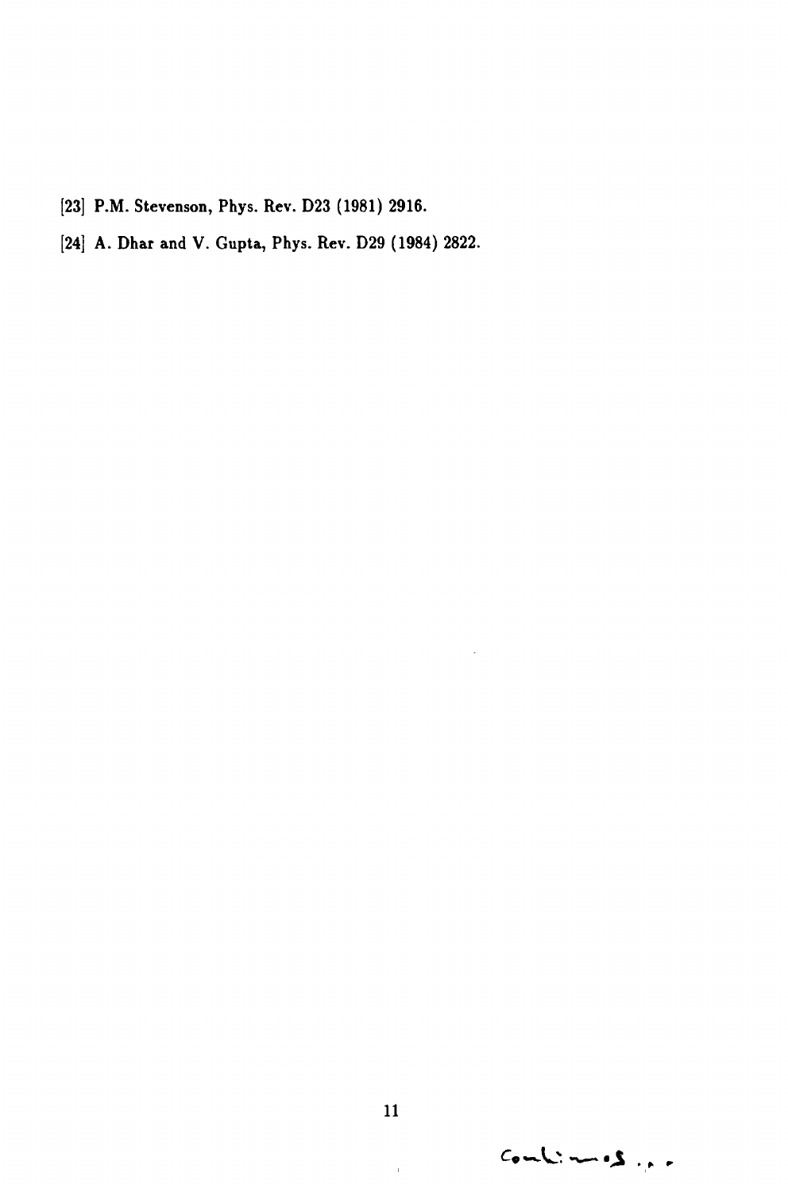[23] P.M. Stevenson, Phys. Rev. D23 (1981) 2916.

[24] A. Dhar and V. Gupta, Phys. Rev. D29 (1984) 2822.

continues . . .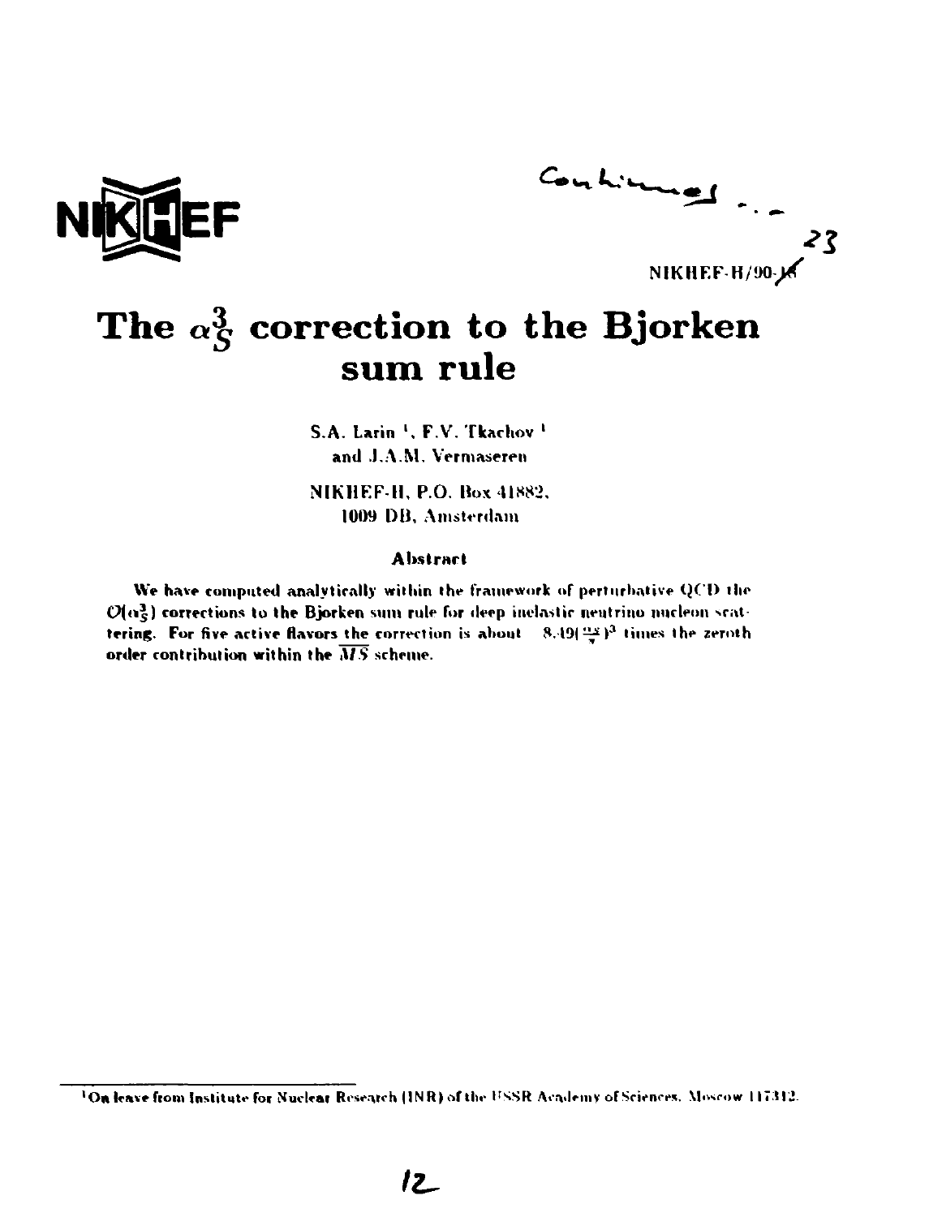NIKHEF

NIKHEF-H/90-23

# The $\alpha_S^3$ correction to the Bjorken sum rule

S.A. Larin [1], F.V. Tkachov [1] and J.A.M. Vermaseren

NIKHEF-H, P.O. Box 41882, 1009 DB, Amsterdam

### Abstract

We have computed analytically within the framework of perturbative QCD the $\mathcal{O}(\alpha_S^3)$ corrections to the Bjorken sum rule for deep inelastic neutrino nucleon scattering. For five active flavors the correction is about $-8.49(\frac{\alpha_S}{\pi})^3$ times the zeroth order contribution within the $\overline{MS}$ scheme.

---

[1] On leave from Institute for Nuclear Research (INR) of the USSR Academy of Sciences, Moscow 117312.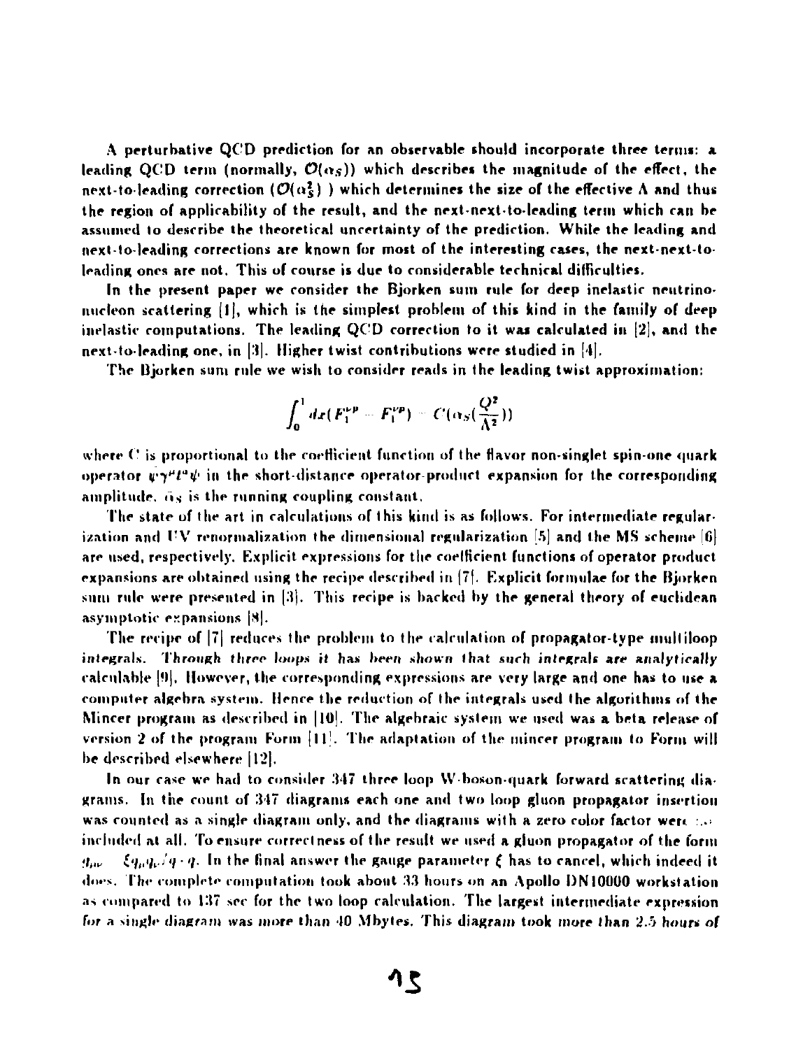A perturbative QCD prediction for an observable should incorporate three terms: a leading QCD term (normally, $\mathcal{O}(\alpha_S)$) which describes the magnitude of the effect, the next-to-leading correction ($\mathcal{O}(\alpha_S^2)$ ) which determines the size of the effective $\Lambda$ and thus the region of applicability of the result, and the next-next-to-leading term which can be assumed to describe the theoretical uncertainty of the prediction. While the leading and next-to-leading corrections are known for most of the interesting cases, the next-next-to-leading ones are not. This of course is due to considerable technical difficulties.

In the present paper we consider the Bjorken sum rule for deep inelastic neutrino-nucleon scattering [1], which is the simplest problem of this kind in the family of deep inelastic computations. The leading QCD correction to it was calculated in [2], and the next-to-leading one, in [3]. Higher twist contributions were studied in [4].

The Bjorken sum rule we wish to consider reads in the leading twist approximation:

$$\int_0^1 dx(F_1^{\bar{\nu}p} - F_1^{\nu p}) = C(\alpha_S(\frac{Q^2}{\Lambda^2}))$$

where $C$ is proportional to the coefficient function of the flavor non-singlet spin-one quark operator $\bar{\psi}\gamma^\mu t^a \psi$ in the short-distance operator-product expansion for the corresponding amplitude. $\alpha_S$ is the running coupling constant.

The state of the art in calculations of this kind is as follows. For intermediate regularization and UV renormalization the dimensional regularization [5] and the MS scheme [6] are used, respectively. Explicit expressions for the coefficient functions of operator product expansions are obtained using the recipe described in [7]. Explicit formulae for the Bjorken sum rule were presented in [3]. This recipe is backed by the general theory of euclidean asymptotic expansions [8].

The recipe of [7] reduces the problem to the calculation of propagator-type multiloop integrals. *Through three loops it has been shown that such integrals are analytically* calculable [9]. However, the corresponding expressions are very large and one has to use a computer algebra system. Hence the reduction of the integrals used the algorithms of the Mincer program as described in [10]. The algebraic system we used was a beta release of version 2 of the program Form [11]. The adaptation of the mincer program to Form will be described elsewhere [12].

In our case we had to consider 347 three loop W-boson-quark forward scattering diagrams. In the count of 347 diagrams each one and two loop gluon propagator insertion was counted as a single diagram only, and the diagrams with a zero color factor were not included at all. To ensure correctness of the result we used a gluon propagator of the form $g_{\mu\nu} - \xi q_\mu q_\nu / q \cdot q$. In the final answer the gauge parameter $\xi$ has to cancel, which indeed it does. The complete computation took about 33 hours on an Apollo DN10000 workstation as compared to 137 sec for the two loop calculation. The largest intermediate expression for a single diagram was more than 40 Mbytes. This diagram took more than 2.5 hours of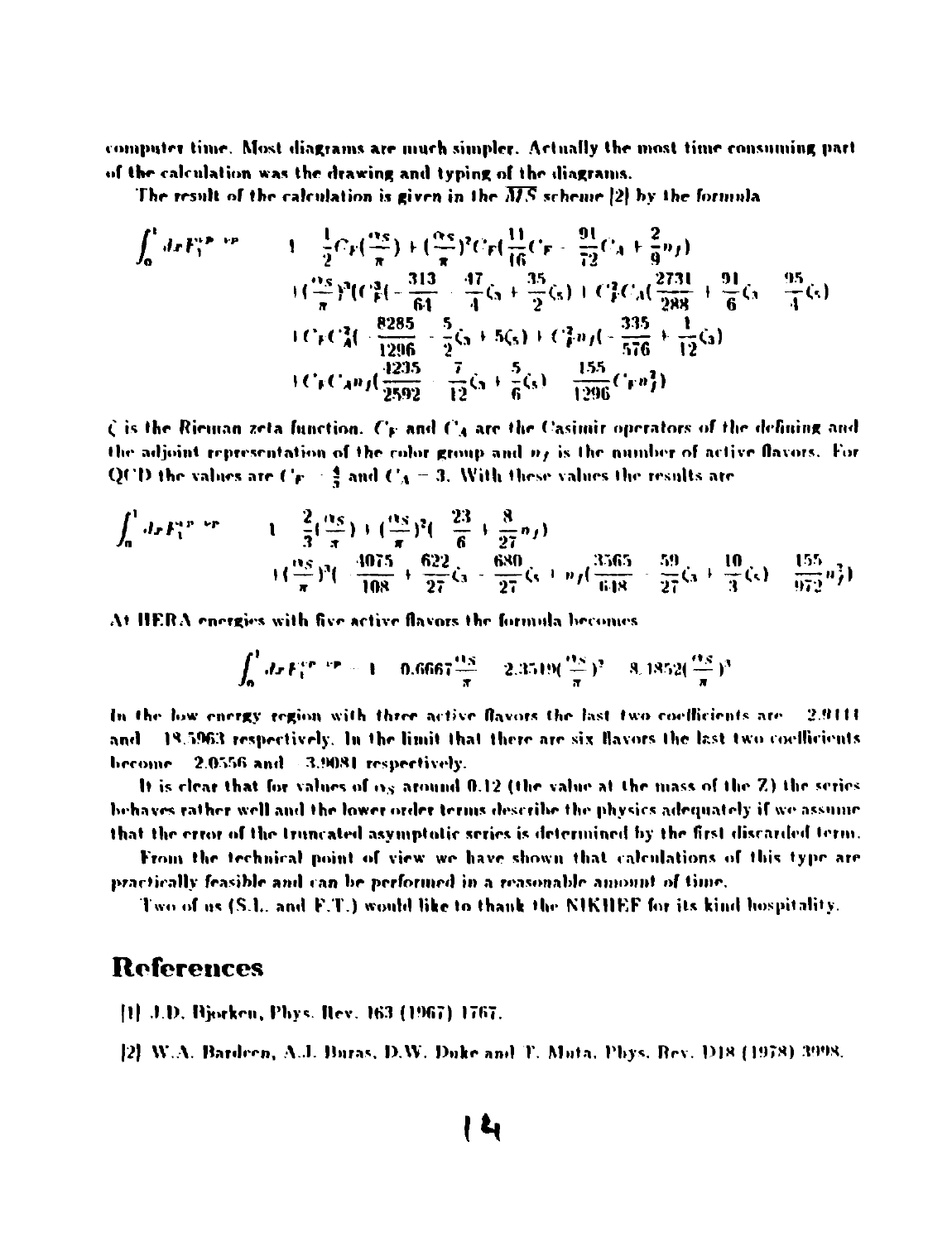computer time. Most diagrams are much simpler. Actually the most time consuming part of the calculation was the drawing and typing of the diagrams.

The result of the calculation is given in the $\overline{MS}$ scheme [2] by the formula

$$
\begin{aligned}
\int_0^1 dx F_1^{\bar{\nu}p-\nu p} = \; & 1 - \frac{1}{2}C_F\left(\frac{\alpha_S}{\pi}\right) + \left(\frac{\alpha_S}{\pi}\right)^2 C_F\left(\frac{11}{16}C_F - \frac{91}{72}C_A + \frac{2}{9}n_f\right) \\
& + \left(\frac{\alpha_S}{\pi}\right)^3 \left(C_F^3\left(-\frac{313}{64} - \frac{47}{4}\zeta_3 + \frac{35}{2}\zeta_5\right) + C_F^2 C_A\left(\frac{2731}{288} + \frac{91}{6}\zeta_3 - \frac{95}{4}\zeta_5\right)\right. \\
& + C_F C_A^2\left(-\frac{8285}{1296} - \frac{5}{2}\zeta_3 + 5\zeta_5\right) + C_F^2 n_f\left(-\frac{335}{576} + \frac{1}{12}\zeta_3\right) \\
& \left. + C_F C_A n_f\left(\frac{4235}{2592} - \frac{7}{12}\zeta_3 + \frac{5}{6}\zeta_5\right) - \frac{155}{1296}C_F n_f^2\right)
\end{aligned}
$$

$\zeta$ is the Rieman zeta function. $C_F$ and $C_A$ are the Casimir operators of the defining and the adjoint representation of the color group and $n_f$ is the number of active flavors. For QCD the values are $C_F = \frac{4}{3}$ and $C_A = 3$. With these values the results are

$$
\begin{aligned}
\int_0^1 dx F_1^{\bar{\nu}p-\nu p} = \; & 1 - \frac{2}{3}\left(\frac{\alpha_S}{\pi}\right) + \left(\frac{\alpha_S}{\pi}\right)^2\left(-\frac{23}{6} + \frac{8}{27}n_f\right) \\
& + \left(\frac{\alpha_S}{\pi}\right)^3\left(-\frac{4075}{108} + \frac{622}{27}\zeta_3 - \frac{680}{27}\zeta_5 + n_f\left(\frac{3565}{648} - \frac{59}{27}\zeta_3 + \frac{10}{3}\zeta_5\right) - \frac{155}{972}n_f^2\right)
\end{aligned}
$$

At HERA energies with five active flavors the formula becomes

$$
\int_0^1 dx F_1^{\bar{\nu}p-\nu p} = 1 - 0.6667\frac{\alpha_S}{\pi} - 2.3519\left(\frac{\alpha_S}{\pi}\right)^2 - 8.1852\left(\frac{\alpha_S}{\pi}\right)^3
$$

In the low energy region with three active flavors the last two coefficients are $-2.9444$ and $-18.5963$ respectively. In the limit that there are six flavors the last two coefficients become $-2.0556$ and $-3.9081$ respectively.

It is clear that for values of $\alpha_S$ around 0.12 (the value at the mass of the Z) the series behaves rather well and the lower order terms describe the physics adequately if we assume that the error of the truncated asymptotic series is determined by the first discarded term.

From the technical point of view we have shown that calculations of this type are practically feasible and can be performed in a reasonable amount of time.

Two of us (S.L. and F.T.) would like to thank the NIKHEF for its kind hospitality.

## References

[1] J.D. Bjorken, Phys. Rev. 163 (1967) 1767.

[2] W.A. Bardeen, A.J. Buras, D.W. Duke and T. Muta, Phys. Rev. D18 (1978) 3998.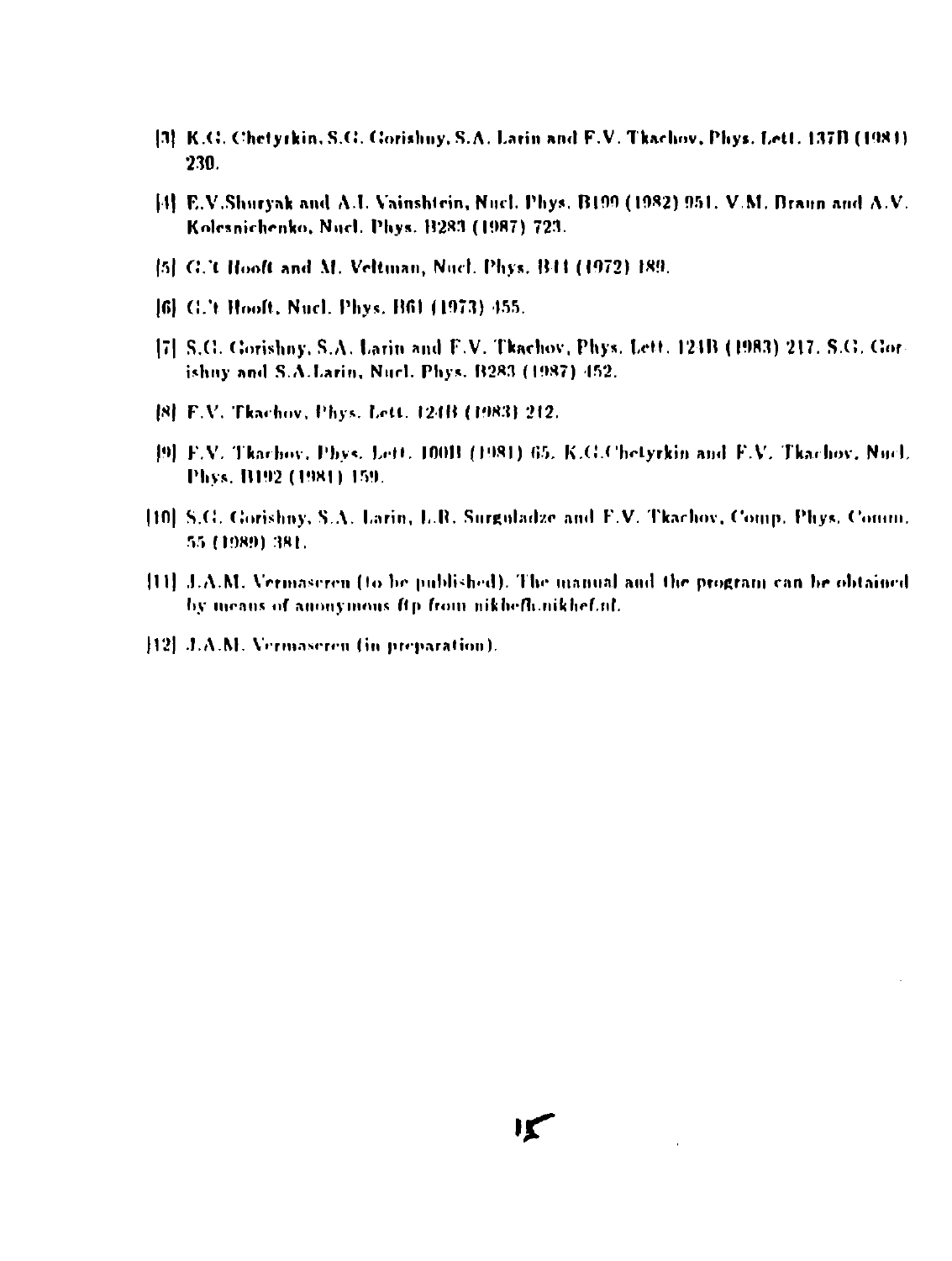[3] K.G. Chetyrkin, S.G. Gorishny, S.A. Larin and F.V. Tkachov, Phys. Lett. 137B (1984) 230.

[4] E.V.Shuryak and A.I. Vainshtein, Nucl. Phys. B199 (1982) 951. V.M. Braun and A.V. Kolesnichenko, Nucl. Phys. B283 (1987) 723.

[5] G.'t Hooft and M. Veltman, Nucl. Phys. B44 (1972) 189.

[6] G.'t Hooft, Nucl. Phys. B61 (1973) 455.

[7] S.G. Gorishny, S.A. Larin and F.V. Tkachov, Phys. Lett. 124B (1983) 217. S.G. Gorishny and S.A.Larin, Nucl. Phys. B283 (1987) 452.

[8] F.V. Tkachov, Phys. Lett. 124B (1983) 212.

[9] F.V. Tkachov, Phys. Lett. 100B (1981) 65. K.G.Chetyrkin and F.V. Tkachov, Nucl. Phys. B192 (1981) 159.

[10] S.G. Gorishny, S.A. Larin, L.R. Surguladze and F.V. Tkachov, Comp. Phys. Comm. 55 (1989) 381.

[11] J.A.M. Vermaseren (to be published). The manual and the program can be obtained by means of anonymous ftp from nikhefh.nikhef.nl.

[12] J.A.M. Vermaseren (in preparation).